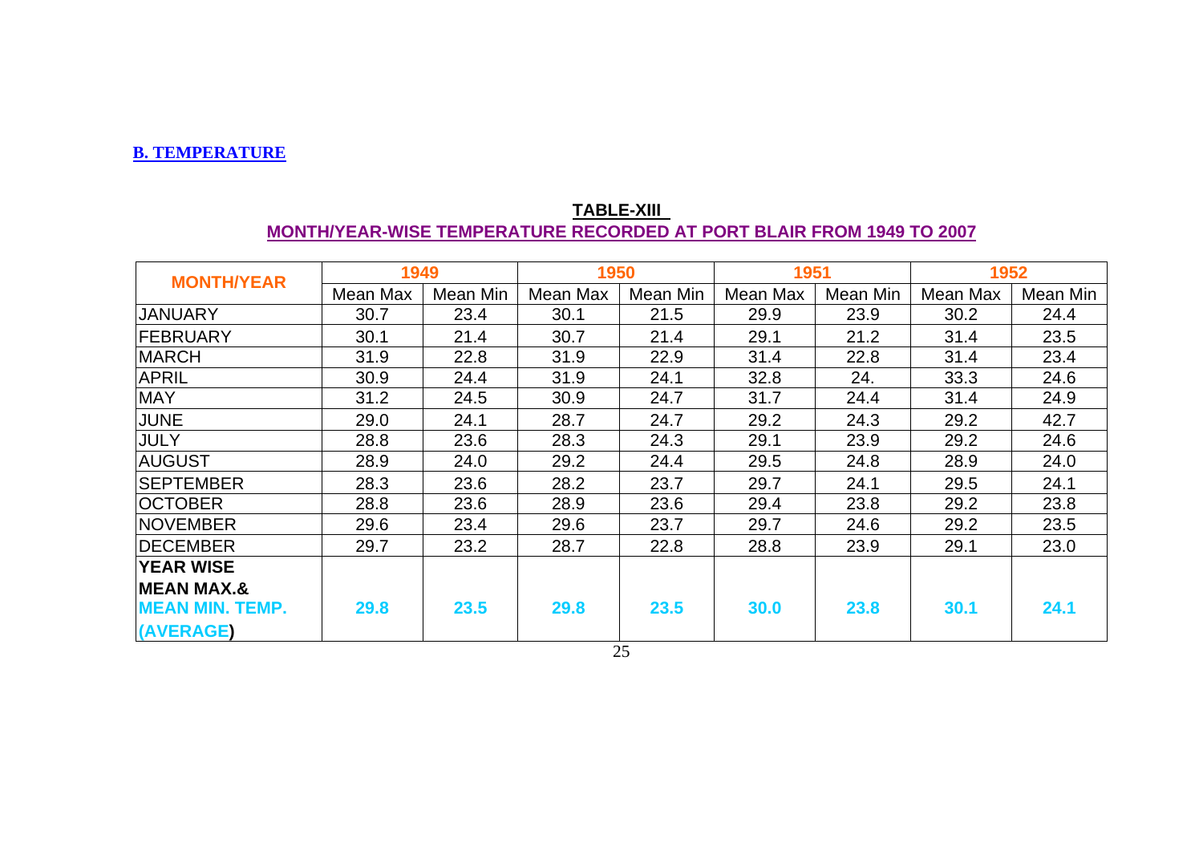## B. TEMPERATURE

**TABLE-XIII**

**MONTH/YEAR-WISE TEMPERATURE RECORDED AT PORT BLAIR FROM 1949 TO 2007**

| MONTH/YEAR | 1949 | | 1950 | | 1951 | | 1952 | |
|---|---|---|---|---|---|---|---|---|
| | Mean Max | Mean Min | Mean Max | Mean Min | Mean Max | Mean Min | Mean Max | Mean Min |
| JANUARY | 30.7 | 23.4 | 30.1 | 21.5 | 29.9 | 23.9 | 30.2 | 24.4 |
| FEBRUARY | 30.1 | 21.4 | 30.7 | 21.4 | 29.1 | 21.2 | 31.4 | 23.5 |
| MARCH | 31.9 | 22.8 | 31.9 | 22.9 | 31.4 | 22.8 | 31.4 | 23.4 |
| APRIL | 30.9 | 24.4 | 31.9 | 24.1 | 32.8 | 24. | 33.3 | 24.6 |
| MAY | 31.2 | 24.5 | 30.9 | 24.7 | 31.7 | 24.4 | 31.4 | 24.9 |
| JUNE | 29.0 | 24.1 | 28.7 | 24.7 | 29.2 | 24.3 | 29.2 | 42.7 |
| JULY | 28.8 | 23.6 | 28.3 | 24.3 | 29.1 | 23.9 | 29.2 | 24.6 |
| AUGUST | 28.9 | 24.0 | 29.2 | 24.4 | 29.5 | 24.8 | 28.9 | 24.0 |
| SEPTEMBER | 28.3 | 23.6 | 28.2 | 23.7 | 29.7 | 24.1 | 29.5 | 24.1 |
| OCTOBER | 28.8 | 23.6 | 28.9 | 23.6 | 29.4 | 23.8 | 29.2 | 23.8 |
| NOVEMBER | 29.6 | 23.4 | 29.6 | 23.7 | 29.7 | 24.6 | 29.2 | 23.5 |
| DECEMBER | 29.7 | 23.2 | 28.7 | 22.8 | 28.8 | 23.9 | 29.1 | 23.0 |
| **YEAR WISE MEAN MAX.& MEAN MIN. TEMP. (AVERAGE)** | **29.8** | **23.5** | **29.8** | **23.5** | **30.0** | **23.8** | **30.1** | **24.1** |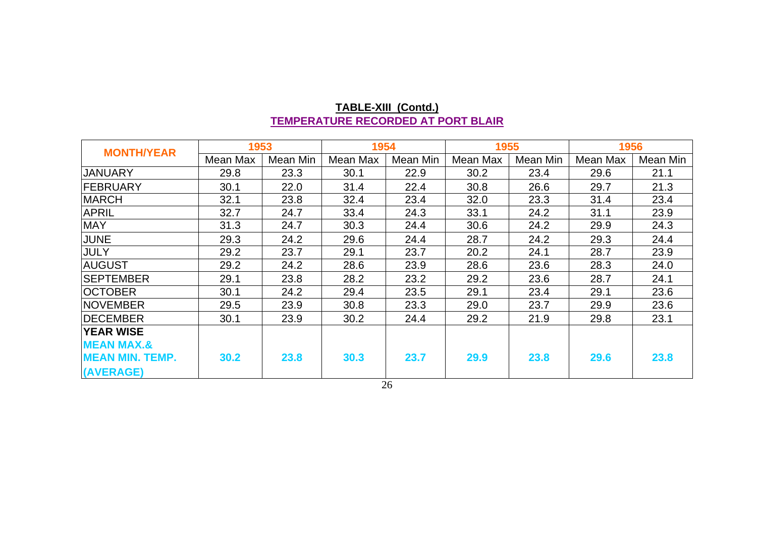**TABLE-XIII (Contd.)**

**TEMPERATURE RECORDED AT PORT BLAIR**

| MONTH/YEAR | 1953 | | 1954 | | 1955 | | 1956 | |
|---|---|---|---|---|---|---|---|---|
| | Mean Max | Mean Min | Mean Max | Mean Min | Mean Max | Mean Min | Mean Max | Mean Min |
| JANUARY | 29.8 | 23.3 | 30.1 | 22.9 | 30.2 | 23.4 | 29.6 | 21.1 |
| FEBRUARY | 30.1 | 22.0 | 31.4 | 22.4 | 30.8 | 26.6 | 29.7 | 21.3 |
| MARCH | 32.1 | 23.8 | 32.4 | 23.4 | 32.0 | 23.3 | 31.4 | 23.4 |
| APRIL | 32.7 | 24.7 | 33.4 | 24.3 | 33.1 | 24.2 | 31.1 | 23.9 |
| MAY | 31.3 | 24.7 | 30.3 | 24.4 | 30.6 | 24.2 | 29.9 | 24.3 |
| JUNE | 29.3 | 24.2 | 29.6 | 24.4 | 28.7 | 24.2 | 29.3 | 24.4 |
| JULY | 29.2 | 23.7 | 29.1 | 23.7 | 20.2 | 24.1 | 28.7 | 23.9 |
| AUGUST | 29.2 | 24.2 | 28.6 | 23.9 | 28.6 | 23.6 | 28.3 | 24.0 |
| SEPTEMBER | 29.1 | 23.8 | 28.2 | 23.2 | 29.2 | 23.6 | 28.7 | 24.1 |
| OCTOBER | 30.1 | 24.2 | 29.4 | 23.5 | 29.1 | 23.4 | 29.1 | 23.6 |
| NOVEMBER | 29.5 | 23.9 | 30.8 | 23.3 | 29.0 | 23.7 | 29.9 | 23.6 |
| DECEMBER | 30.1 | 23.9 | 30.2 | 24.4 | 29.2 | 21.9 | 29.8 | 23.1 |
| **YEAR WISE MEAN MAX.& MEAN MIN. TEMP. (AVERAGE)** | **30.2** | **23.8** | **30.3** | **23.7** | **29.9** | **23.8** | **29.6** | **23.8** |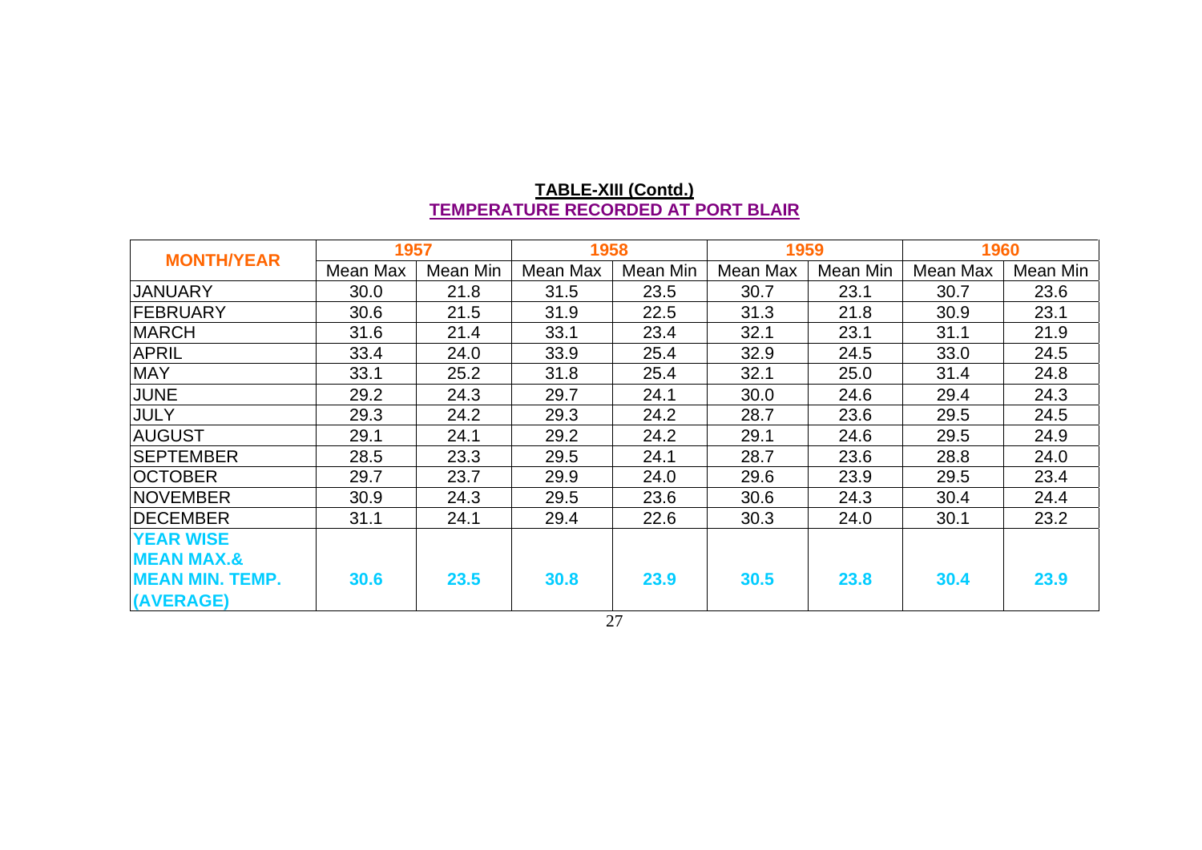## TABLE-XIII (Contd.)

## TEMPERATURE RECORDED AT PORT BLAIR

| MONTH/YEAR | 1957 | | 1958 | | 1959 | | 1960 | |
|---|---|---|---|---|---|---|---|---|
| | Mean Max | Mean Min | Mean Max | Mean Min | Mean Max | Mean Min | Mean Max | Mean Min |
| JANUARY | 30.0 | 21.8 | 31.5 | 23.5 | 30.7 | 23.1 | 30.7 | 23.6 |
| FEBRUARY | 30.6 | 21.5 | 31.9 | 22.5 | 31.3 | 21.8 | 30.9 | 23.1 |
| MARCH | 31.6 | 21.4 | 33.1 | 23.4 | 32.1 | 23.1 | 31.1 | 21.9 |
| APRIL | 33.4 | 24.0 | 33.9 | 25.4 | 32.9 | 24.5 | 33.0 | 24.5 |
| MAY | 33.1 | 25.2 | 31.8 | 25.4 | 32.1 | 25.0 | 31.4 | 24.8 |
| JUNE | 29.2 | 24.3 | 29.7 | 24.1 | 30.0 | 24.6 | 29.4 | 24.3 |
| JULY | 29.3 | 24.2 | 29.3 | 24.2 | 28.7 | 23.6 | 29.5 | 24.5 |
| AUGUST | 29.1 | 24.1 | 29.2 | 24.2 | 29.1 | 24.6 | 29.5 | 24.9 |
| SEPTEMBER | 28.5 | 23.3 | 29.5 | 24.1 | 28.7 | 23.6 | 28.8 | 24.0 |
| OCTOBER | 29.7 | 23.7 | 29.9 | 24.0 | 29.6 | 23.9 | 29.5 | 23.4 |
| NOVEMBER | 30.9 | 24.3 | 29.5 | 23.6 | 30.6 | 24.3 | 30.4 | 24.4 |
| DECEMBER | 31.1 | 24.1 | 29.4 | 22.6 | 30.3 | 24.0 | 30.1 | 23.2 |
| **YEAR WISE MEAN MAX.& MEAN MIN. TEMP. (AVERAGE)** | **30.6** | **23.5** | **30.8** | **23.9** | **30.5** | **23.8** | **30.4** | **23.9** |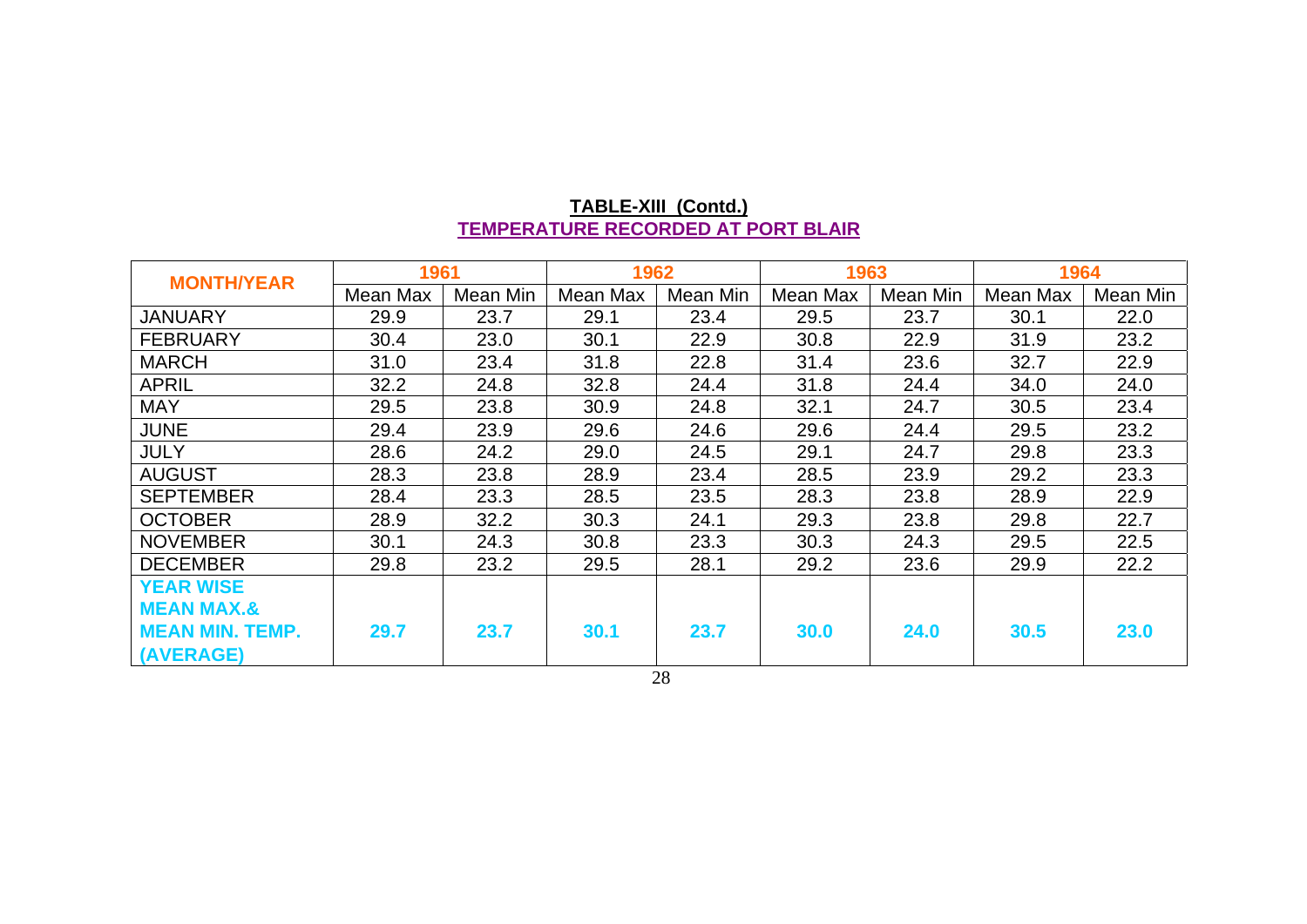**TABLE-XIII (Contd.)**

**TEMPERATURE RECORDED AT PORT BLAIR**

| MONTH/YEAR | 1961 | | 1962 | | 1963 | | 1964 | |
|---|---|---|---|---|---|---|---|---|
| | Mean Max | Mean Min | Mean Max | Mean Min | Mean Max | Mean Min | Mean Max | Mean Min |
| JANUARY | 29.9 | 23.7 | 29.1 | 23.4 | 29.5 | 23.7 | 30.1 | 22.0 |
| FEBRUARY | 30.4 | 23.0 | 30.1 | 22.9 | 30.8 | 22.9 | 31.9 | 23.2 |
| MARCH | 31.0 | 23.4 | 31.8 | 22.8 | 31.4 | 23.6 | 32.7 | 22.9 |
| APRIL | 32.2 | 24.8 | 32.8 | 24.4 | 31.8 | 24.4 | 34.0 | 24.0 |
| MAY | 29.5 | 23.8 | 30.9 | 24.8 | 32.1 | 24.7 | 30.5 | 23.4 |
| JUNE | 29.4 | 23.9 | 29.6 | 24.6 | 29.6 | 24.4 | 29.5 | 23.2 |
| JULY | 28.6 | 24.2 | 29.0 | 24.5 | 29.1 | 24.7 | 29.8 | 23.3 |
| AUGUST | 28.3 | 23.8 | 28.9 | 23.4 | 28.5 | 23.9 | 29.2 | 23.3 |
| SEPTEMBER | 28.4 | 23.3 | 28.5 | 23.5 | 28.3 | 23.8 | 28.9 | 22.9 |
| OCTOBER | 28.9 | 32.2 | 30.3 | 24.1 | 29.3 | 23.8 | 29.8 | 22.7 |
| NOVEMBER | 30.1 | 24.3 | 30.8 | 23.3 | 30.3 | 24.3 | 29.5 | 22.5 |
| DECEMBER | 29.8 | 23.2 | 29.5 | 28.1 | 29.2 | 23.6 | 29.9 | 22.2 |
| **YEAR WISE MEAN MAX.& MEAN MIN. TEMP. (AVERAGE)** | **29.7** | **23.7** | **30.1** | **23.7** | **30.0** | **24.0** | **30.5** | **23.0** |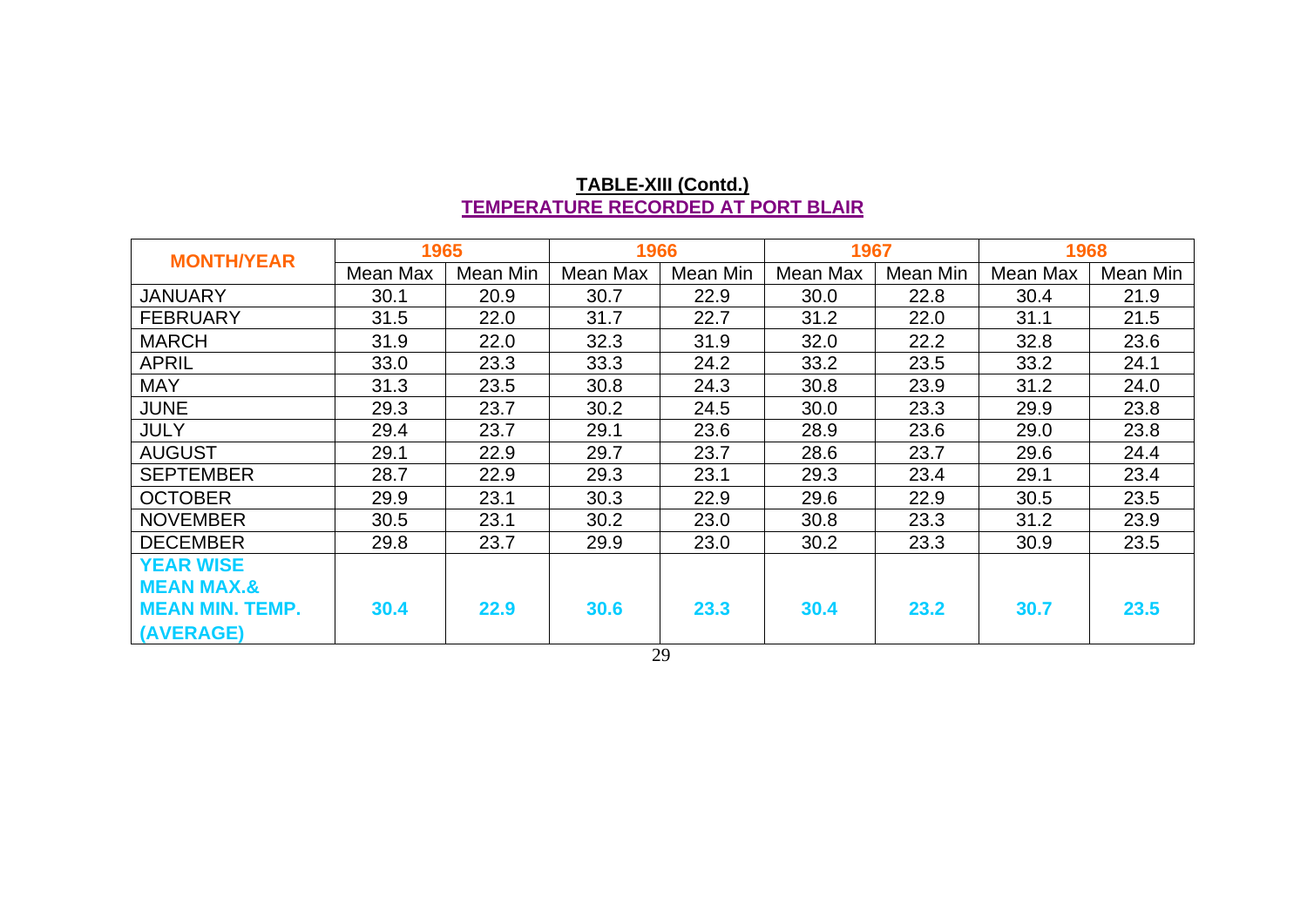**TABLE-XIII (Contd.)**

**TEMPERATURE RECORDED AT PORT BLAIR**

| MONTH/YEAR | 1965 | | 1966 | | 1967 | | 1968 | |
|---|---|---|---|---|---|---|---|---|
| | Mean Max | Mean Min | Mean Max | Mean Min | Mean Max | Mean Min | Mean Max | Mean Min |
| JANUARY | 30.1 | 20.9 | 30.7 | 22.9 | 30.0 | 22.8 | 30.4 | 21.9 |
| FEBRUARY | 31.5 | 22.0 | 31.7 | 22.7 | 31.2 | 22.0 | 31.1 | 21.5 |
| MARCH | 31.9 | 22.0 | 32.3 | 31.9 | 32.0 | 22.2 | 32.8 | 23.6 |
| APRIL | 33.0 | 23.3 | 33.3 | 24.2 | 33.2 | 23.5 | 33.2 | 24.1 |
| MAY | 31.3 | 23.5 | 30.8 | 24.3 | 30.8 | 23.9 | 31.2 | 24.0 |
| JUNE | 29.3 | 23.7 | 30.2 | 24.5 | 30.0 | 23.3 | 29.9 | 23.8 |
| JULY | 29.4 | 23.7 | 29.1 | 23.6 | 28.9 | 23.6 | 29.0 | 23.8 |
| AUGUST | 29.1 | 22.9 | 29.7 | 23.7 | 28.6 | 23.7 | 29.6 | 24.4 |
| SEPTEMBER | 28.7 | 22.9 | 29.3 | 23.1 | 29.3 | 23.4 | 29.1 | 23.4 |
| OCTOBER | 29.9 | 23.1 | 30.3 | 22.9 | 29.6 | 22.9 | 30.5 | 23.5 |
| NOVEMBER | 30.5 | 23.1 | 30.2 | 23.0 | 30.8 | 23.3 | 31.2 | 23.9 |
| DECEMBER | 29.8 | 23.7 | 29.9 | 23.0 | 30.2 | 23.3 | 30.9 | 23.5 |
| **YEAR WISE MEAN MAX.& MEAN MIN. TEMP. (AVERAGE)** | **30.4** | **22.9** | **30.6** | **23.3** | **30.4** | **23.2** | **30.7** | **23.5** |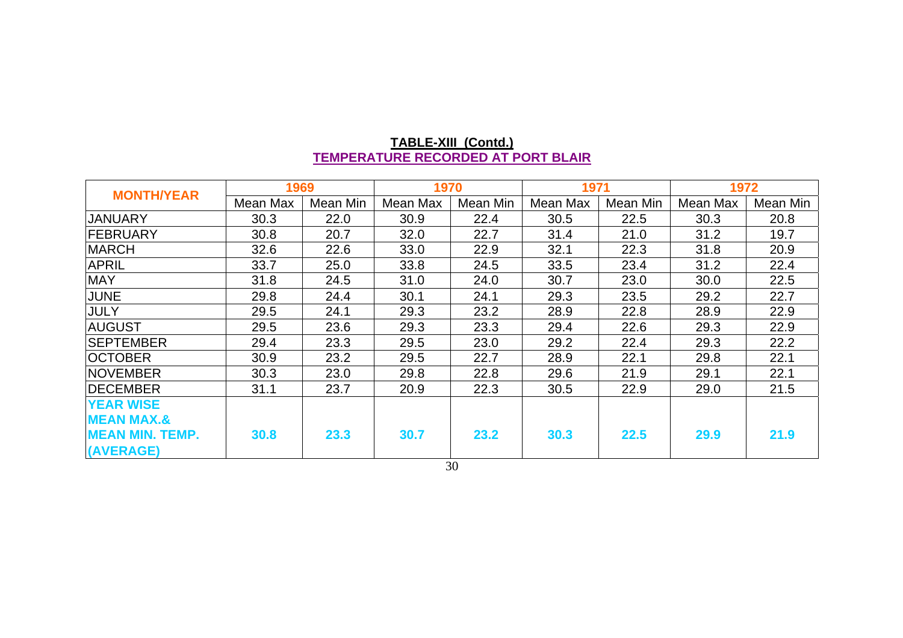**TABLE-XIII (Contd.)**

**TEMPERATURE RECORDED AT PORT BLAIR**

| MONTH/YEAR | 1969 | | 1970 | | 1971 | | 1972 | |
|---|---|---|---|---|---|---|---|---|
| | Mean Max | Mean Min | Mean Max | Mean Min | Mean Max | Mean Min | Mean Max | Mean Min |
| JANUARY | 30.3 | 22.0 | 30.9 | 22.4 | 30.5 | 22.5 | 30.3 | 20.8 |
| FEBRUARY | 30.8 | 20.7 | 32.0 | 22.7 | 31.4 | 21.0 | 31.2 | 19.7 |
| MARCH | 32.6 | 22.6 | 33.0 | 22.9 | 32.1 | 22.3 | 31.8 | 20.9 |
| APRIL | 33.7 | 25.0 | 33.8 | 24.5 | 33.5 | 23.4 | 31.2 | 22.4 |
| MAY | 31.8 | 24.5 | 31.0 | 24.0 | 30.7 | 23.0 | 30.0 | 22.5 |
| JUNE | 29.8 | 24.4 | 30.1 | 24.1 | 29.3 | 23.5 | 29.2 | 22.7 |
| JULY | 29.5 | 24.1 | 29.3 | 23.2 | 28.9 | 22.8 | 28.9 | 22.9 |
| AUGUST | 29.5 | 23.6 | 29.3 | 23.3 | 29.4 | 22.6 | 29.3 | 22.9 |
| SEPTEMBER | 29.4 | 23.3 | 29.5 | 23.0 | 29.2 | 22.4 | 29.3 | 22.2 |
| OCTOBER | 30.9 | 23.2 | 29.5 | 22.7 | 28.9 | 22.1 | 29.8 | 22.1 |
| NOVEMBER | 30.3 | 23.0 | 29.8 | 22.8 | 29.6 | 21.9 | 29.1 | 22.1 |
| DECEMBER | 31.1 | 23.7 | 20.9 | 22.3 | 30.5 | 22.9 | 29.0 | 21.5 |
| **YEAR WISE MEAN MAX.& MEAN MIN. TEMP. (AVERAGE)** | **30.8** | **23.3** | **30.7** | **23.2** | **30.3** | **22.5** | **29.9** | **21.9** |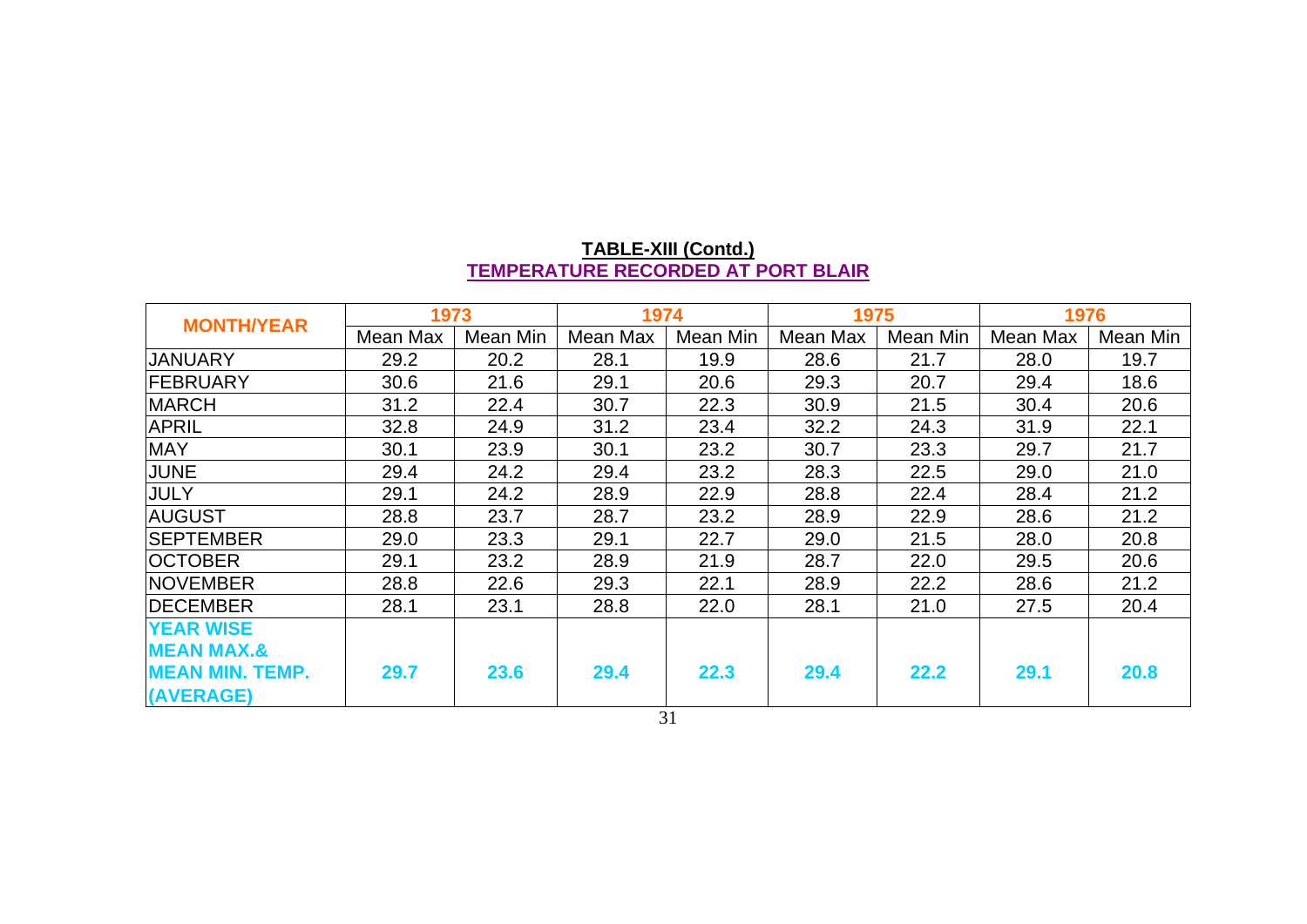**TABLE-XIII (Contd.)**

**TEMPERATURE RECORDED AT PORT BLAIR**

| MONTH/YEAR | 1973 | | 1974 | | 1975 | | 1976 | |
|---|---|---|---|---|---|---|---|---|
| | Mean Max | Mean Min | Mean Max | Mean Min | Mean Max | Mean Min | Mean Max | Mean Min |
| JANUARY | 29.2 | 20.2 | 28.1 | 19.9 | 28.6 | 21.7 | 28.0 | 19.7 |
| FEBRUARY | 30.6 | 21.6 | 29.1 | 20.6 | 29.3 | 20.7 | 29.4 | 18.6 |
| MARCH | 31.2 | 22.4 | 30.7 | 22.3 | 30.9 | 21.5 | 30.4 | 20.6 |
| APRIL | 32.8 | 24.9 | 31.2 | 23.4 | 32.2 | 24.3 | 31.9 | 22.1 |
| MAY | 30.1 | 23.9 | 30.1 | 23.2 | 30.7 | 23.3 | 29.7 | 21.7 |
| JUNE | 29.4 | 24.2 | 29.4 | 23.2 | 28.3 | 22.5 | 29.0 | 21.0 |
| JULY | 29.1 | 24.2 | 28.9 | 22.9 | 28.8 | 22.4 | 28.4 | 21.2 |
| AUGUST | 28.8 | 23.7 | 28.7 | 23.2 | 28.9 | 22.9 | 28.6 | 21.2 |
| SEPTEMBER | 29.0 | 23.3 | 29.1 | 22.7 | 29.0 | 21.5 | 28.0 | 20.8 |
| OCTOBER | 29.1 | 23.2 | 28.9 | 21.9 | 28.7 | 22.0 | 29.5 | 20.6 |
| NOVEMBER | 28.8 | 22.6 | 29.3 | 22.1 | 28.9 | 22.2 | 28.6 | 21.2 |
| DECEMBER | 28.1 | 23.1 | 28.8 | 22.0 | 28.1 | 21.0 | 27.5 | 20.4 |
| **YEAR WISE MEAN MAX.& MEAN MIN. TEMP. (AVERAGE)** | **29.7** | **23.6** | **29.4** | **22.3** | **29.4** | **22.2** | **29.1** | **20.8** |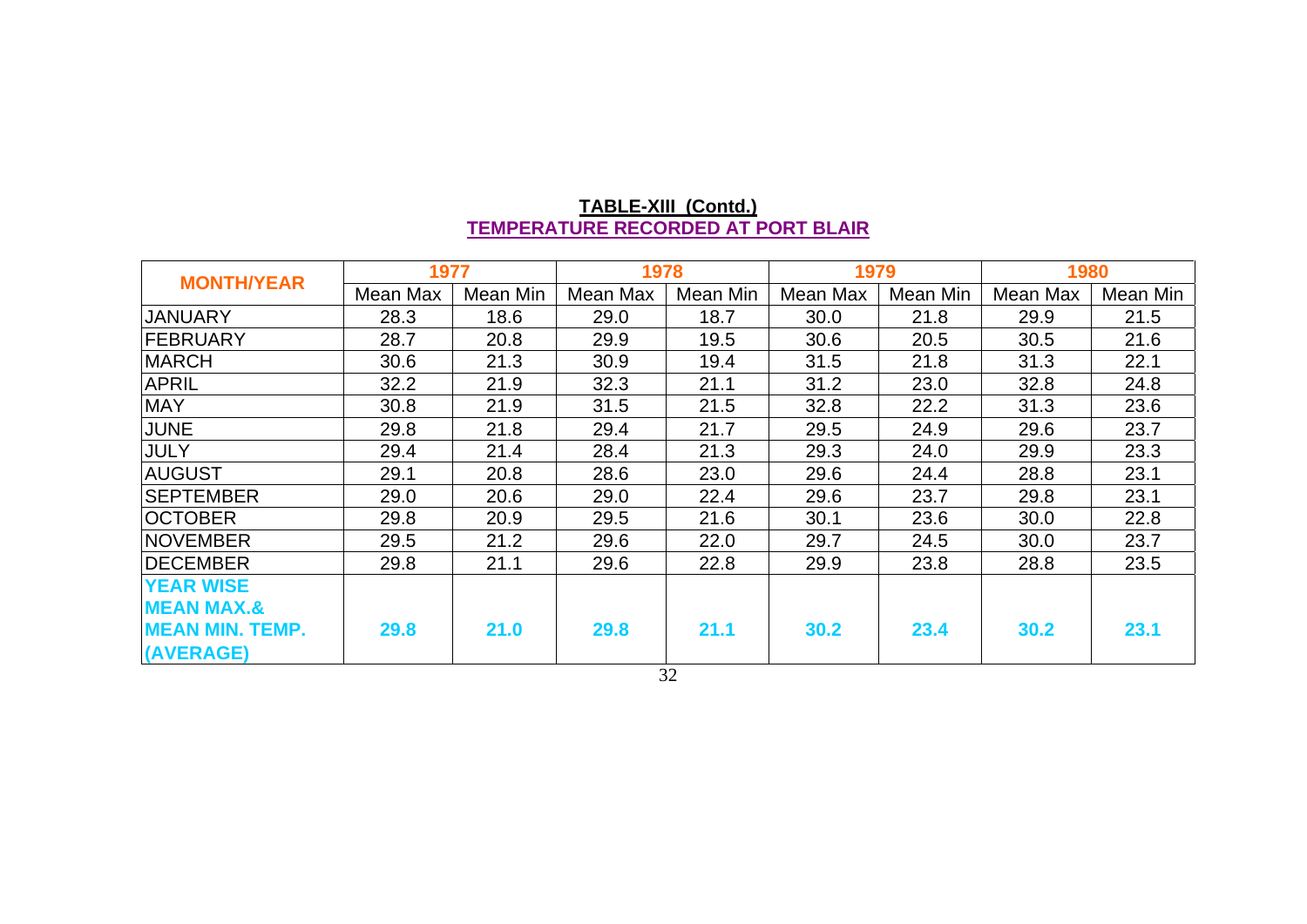**TABLE-XIII (Contd.)**

**TEMPERATURE RECORDED AT PORT BLAIR**

| MONTH/YEAR | 1977 | | 1978 | | 1979 | | 1980 | |
|---|---|---|---|---|---|---|---|---|
| | Mean Max | Mean Min | Mean Max | Mean Min | Mean Max | Mean Min | Mean Max | Mean Min |
| JANUARY | 28.3 | 18.6 | 29.0 | 18.7 | 30.0 | 21.8 | 29.9 | 21.5 |
| FEBRUARY | 28.7 | 20.8 | 29.9 | 19.5 | 30.6 | 20.5 | 30.5 | 21.6 |
| MARCH | 30.6 | 21.3 | 30.9 | 19.4 | 31.5 | 21.8 | 31.3 | 22.1 |
| APRIL | 32.2 | 21.9 | 32.3 | 21.1 | 31.2 | 23.0 | 32.8 | 24.8 |
| MAY | 30.8 | 21.9 | 31.5 | 21.5 | 32.8 | 22.2 | 31.3 | 23.6 |
| JUNE | 29.8 | 21.8 | 29.4 | 21.7 | 29.5 | 24.9 | 29.6 | 23.7 |
| JULY | 29.4 | 21.4 | 28.4 | 21.3 | 29.3 | 24.0 | 29.9 | 23.3 |
| AUGUST | 29.1 | 20.8 | 28.6 | 23.0 | 29.6 | 24.4 | 28.8 | 23.1 |
| SEPTEMBER | 29.0 | 20.6 | 29.0 | 22.4 | 29.6 | 23.7 | 29.8 | 23.1 |
| OCTOBER | 29.8 | 20.9 | 29.5 | 21.6 | 30.1 | 23.6 | 30.0 | 22.8 |
| NOVEMBER | 29.5 | 21.2 | 29.6 | 22.0 | 29.7 | 24.5 | 30.0 | 23.7 |
| DECEMBER | 29.8 | 21.1 | 29.6 | 22.8 | 29.9 | 23.8 | 28.8 | 23.5 |
| **YEAR WISE MEAN MAX.& MEAN MIN. TEMP. (AVERAGE)** | **29.8** | **21.0** | **29.8** | **21.1** | **30.2** | **23.4** | **30.2** | **23.1** |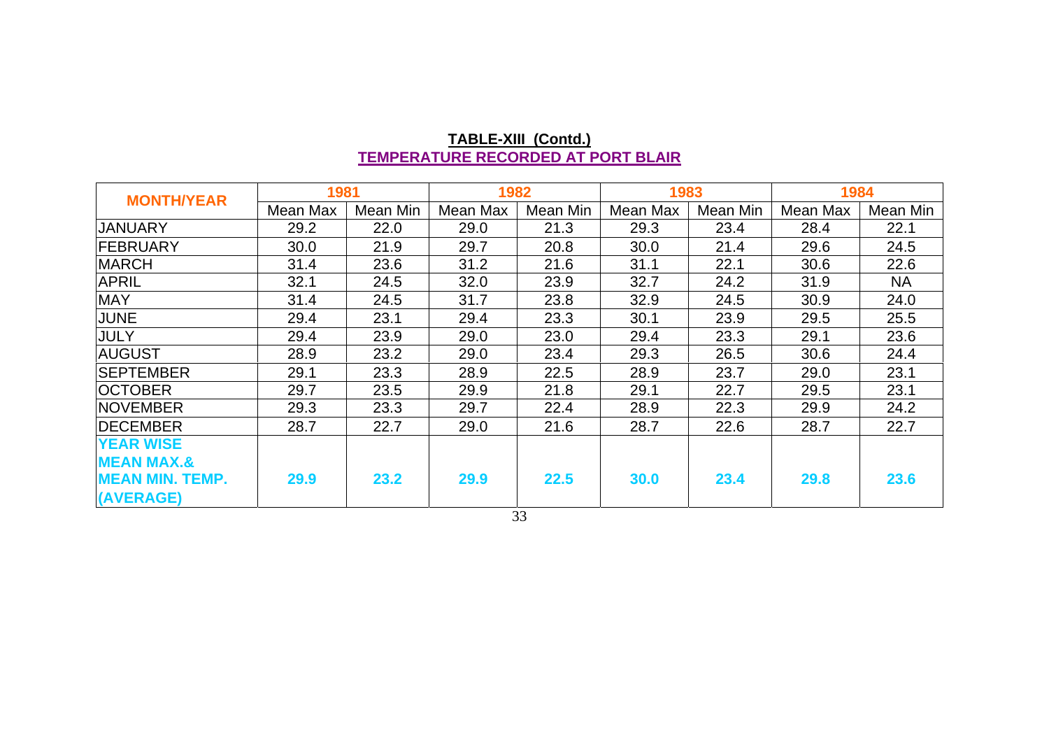## TABLE-XIII (Contd.)

## TEMPERATURE RECORDED AT PORT BLAIR

| MONTH/YEAR | 1981 | | 1982 | | 1983 | | 1984 | |
|---|---|---|---|---|---|---|---|---|
| | Mean Max | Mean Min | Mean Max | Mean Min | Mean Max | Mean Min | Mean Max | Mean Min |
| JANUARY | 29.2 | 22.0 | 29.0 | 21.3 | 29.3 | 23.4 | 28.4 | 22.1 |
| FEBRUARY | 30.0 | 21.9 | 29.7 | 20.8 | 30.0 | 21.4 | 29.6 | 24.5 |
| MARCH | 31.4 | 23.6 | 31.2 | 21.6 | 31.1 | 22.1 | 30.6 | 22.6 |
| APRIL | 32.1 | 24.5 | 32.0 | 23.9 | 32.7 | 24.2 | 31.9 | NA |
| MAY | 31.4 | 24.5 | 31.7 | 23.8 | 32.9 | 24.5 | 30.9 | 24.0 |
| JUNE | 29.4 | 23.1 | 29.4 | 23.3 | 30.1 | 23.9 | 29.5 | 25.5 |
| JULY | 29.4 | 23.9 | 29.0 | 23.0 | 29.4 | 23.3 | 29.1 | 23.6 |
| AUGUST | 28.9 | 23.2 | 29.0 | 23.4 | 29.3 | 26.5 | 30.6 | 24.4 |
| SEPTEMBER | 29.1 | 23.3 | 28.9 | 22.5 | 28.9 | 23.7 | 29.0 | 23.1 |
| OCTOBER | 29.7 | 23.5 | 29.9 | 21.8 | 29.1 | 22.7 | 29.5 | 23.1 |
| NOVEMBER | 29.3 | 23.3 | 29.7 | 22.4 | 28.9 | 22.3 | 29.9 | 24.2 |
| DECEMBER | 28.7 | 22.7 | 29.0 | 21.6 | 28.7 | 22.6 | 28.7 | 22.7 |
| **YEAR WISE MEAN MAX.& MEAN MIN. TEMP. (AVERAGE)** | **29.9** | **23.2** | **29.9** | **22.5** | **30.0** | **23.4** | **29.8** | **23.6** |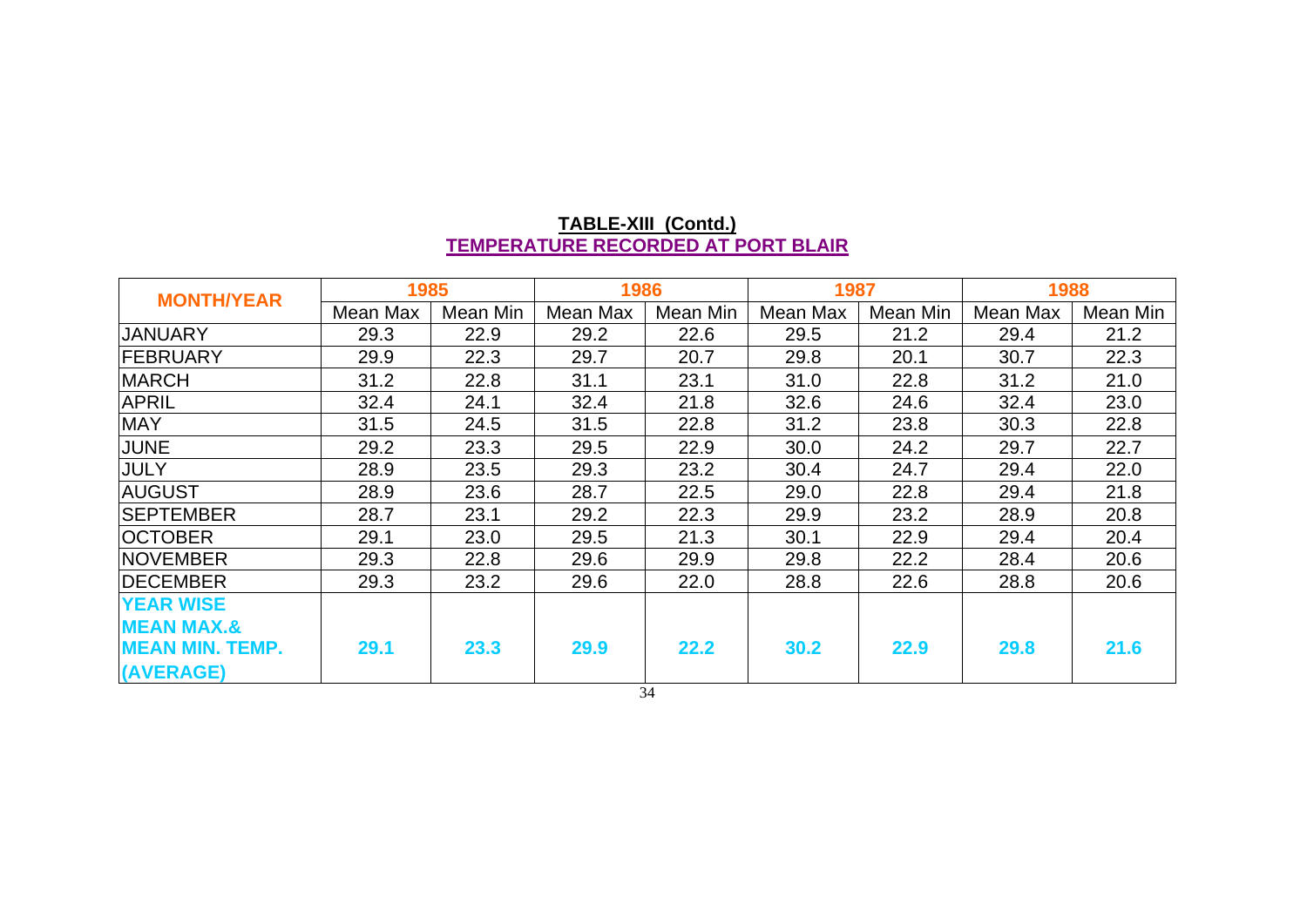**TABLE-XIII (Contd.)**

**TEMPERATURE RECORDED AT PORT BLAIR**

| MONTH/YEAR | 1985 | | 1986 | | 1987 | | 1988 | |
|---|---|---|---|---|---|---|---|---|
| | Mean Max | Mean Min | Mean Max | Mean Min | Mean Max | Mean Min | Mean Max | Mean Min |
| JANUARY | 29.3 | 22.9 | 29.2 | 22.6 | 29.5 | 21.2 | 29.4 | 21.2 |
| FEBRUARY | 29.9 | 22.3 | 29.7 | 20.7 | 29.8 | 20.1 | 30.7 | 22.3 |
| MARCH | 31.2 | 22.8 | 31.1 | 23.1 | 31.0 | 22.8 | 31.2 | 21.0 |
| APRIL | 32.4 | 24.1 | 32.4 | 21.8 | 32.6 | 24.6 | 32.4 | 23.0 |
| MAY | 31.5 | 24.5 | 31.5 | 22.8 | 31.2 | 23.8 | 30.3 | 22.8 |
| JUNE | 29.2 | 23.3 | 29.5 | 22.9 | 30.0 | 24.2 | 29.7 | 22.7 |
| JULY | 28.9 | 23.5 | 29.3 | 23.2 | 30.4 | 24.7 | 29.4 | 22.0 |
| AUGUST | 28.9 | 23.6 | 28.7 | 22.5 | 29.0 | 22.8 | 29.4 | 21.8 |
| SEPTEMBER | 28.7 | 23.1 | 29.2 | 22.3 | 29.9 | 23.2 | 28.9 | 20.8 |
| OCTOBER | 29.1 | 23.0 | 29.5 | 21.3 | 30.1 | 22.9 | 29.4 | 20.4 |
| NOVEMBER | 29.3 | 22.8 | 29.6 | 29.9 | 29.8 | 22.2 | 28.4 | 20.6 |
| DECEMBER | 29.3 | 23.2 | 29.6 | 22.0 | 28.8 | 22.6 | 28.8 | 20.6 |
| **YEAR WISE MEAN MAX.& MEAN MIN. TEMP. (AVERAGE)** | **29.1** | **23.3** | **29.9** | **22.2** | **30.2** | **22.9** | **29.8** | **21.6** |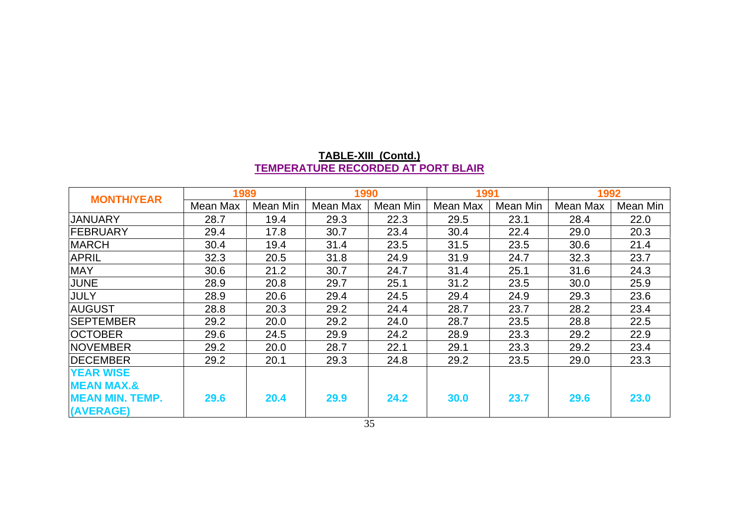**TABLE-XIII (Contd.)**

**TEMPERATURE RECORDED AT PORT BLAIR**

| MONTH/YEAR | 1989 | | 1990 | | 1991 | | 1992 | |
|---|---|---|---|---|---|---|---|---|
| | Mean Max | Mean Min | Mean Max | Mean Min | Mean Max | Mean Min | Mean Max | Mean Min |
| JANUARY | 28.7 | 19.4 | 29.3 | 22.3 | 29.5 | 23.1 | 28.4 | 22.0 |
| FEBRUARY | 29.4 | 17.8 | 30.7 | 23.4 | 30.4 | 22.4 | 29.0 | 20.3 |
| MARCH | 30.4 | 19.4 | 31.4 | 23.5 | 31.5 | 23.5 | 30.6 | 21.4 |
| APRIL | 32.3 | 20.5 | 31.8 | 24.9 | 31.9 | 24.7 | 32.3 | 23.7 |
| MAY | 30.6 | 21.2 | 30.7 | 24.7 | 31.4 | 25.1 | 31.6 | 24.3 |
| JUNE | 28.9 | 20.8 | 29.7 | 25.1 | 31.2 | 23.5 | 30.0 | 25.9 |
| JULY | 28.9 | 20.6 | 29.4 | 24.5 | 29.4 | 24.9 | 29.3 | 23.6 |
| AUGUST | 28.8 | 20.3 | 29.2 | 24.4 | 28.7 | 23.7 | 28.2 | 23.4 |
| SEPTEMBER | 29.2 | 20.0 | 29.2 | 24.0 | 28.7 | 23.5 | 28.8 | 22.5 |
| OCTOBER | 29.6 | 24.5 | 29.9 | 24.2 | 28.9 | 23.3 | 29.2 | 22.9 |
| NOVEMBER | 29.2 | 20.0 | 28.7 | 22.1 | 29.1 | 23.3 | 29.2 | 23.4 |
| DECEMBER | 29.2 | 20.1 | 29.3 | 24.8 | 29.2 | 23.5 | 29.0 | 23.3 |
| **YEAR WISE MEAN MAX.& MEAN MIN. TEMP. (AVERAGE)** | **29.6** | **20.4** | **29.9** | **24.2** | **30.0** | **23.7** | **29.6** | **23.0** |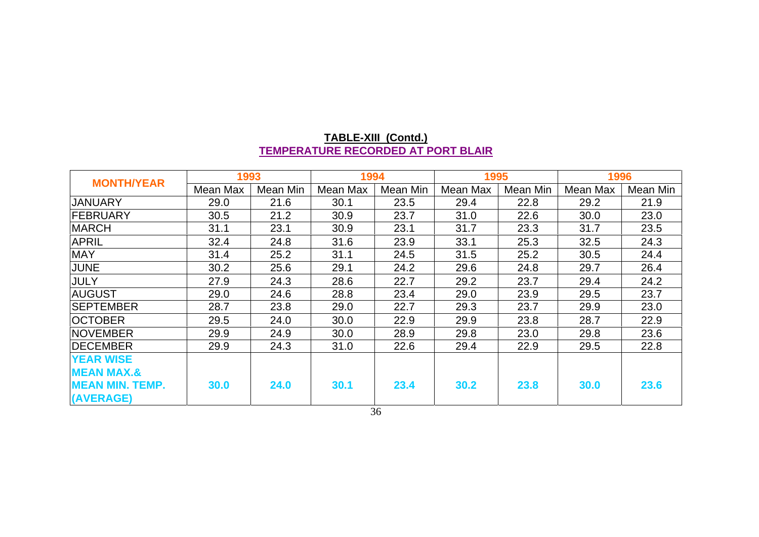**TABLE-XIII (Contd.)**

**TEMPERATURE RECORDED AT PORT BLAIR**

| MONTH/YEAR | 1993 | | 1994 | | 1995 | | 1996 | |
|---|---|---|---|---|---|---|---|---|
| | Mean Max | Mean Min | Mean Max | Mean Min | Mean Max | Mean Min | Mean Max | Mean Min |
| JANUARY | 29.0 | 21.6 | 30.1 | 23.5 | 29.4 | 22.8 | 29.2 | 21.9 |
| FEBRUARY | 30.5 | 21.2 | 30.9 | 23.7 | 31.0 | 22.6 | 30.0 | 23.0 |
| MARCH | 31.1 | 23.1 | 30.9 | 23.1 | 31.7 | 23.3 | 31.7 | 23.5 |
| APRIL | 32.4 | 24.8 | 31.6 | 23.9 | 33.1 | 25.3 | 32.5 | 24.3 |
| MAY | 31.4 | 25.2 | 31.1 | 24.5 | 31.5 | 25.2 | 30.5 | 24.4 |
| JUNE | 30.2 | 25.6 | 29.1 | 24.2 | 29.6 | 24.8 | 29.7 | 26.4 |
| JULY | 27.9 | 24.3 | 28.6 | 22.7 | 29.2 | 23.7 | 29.4 | 24.2 |
| AUGUST | 29.0 | 24.6 | 28.8 | 23.4 | 29.0 | 23.9 | 29.5 | 23.7 |
| SEPTEMBER | 28.7 | 23.8 | 29.0 | 22.7 | 29.3 | 23.7 | 29.9 | 23.0 |
| OCTOBER | 29.5 | 24.0 | 30.0 | 22.9 | 29.9 | 23.8 | 28.7 | 22.9 |
| NOVEMBER | 29.9 | 24.9 | 30.0 | 28.9 | 29.8 | 23.0 | 29.8 | 23.6 |
| DECEMBER | 29.9 | 24.3 | 31.0 | 22.6 | 29.4 | 22.9 | 29.5 | 22.8 |
| **YEAR WISE MEAN MAX.& MEAN MIN. TEMP. (AVERAGE)** | **30.0** | **24.0** | **30.1** | **23.4** | **30.2** | **23.8** | **30.0** | **23.6** |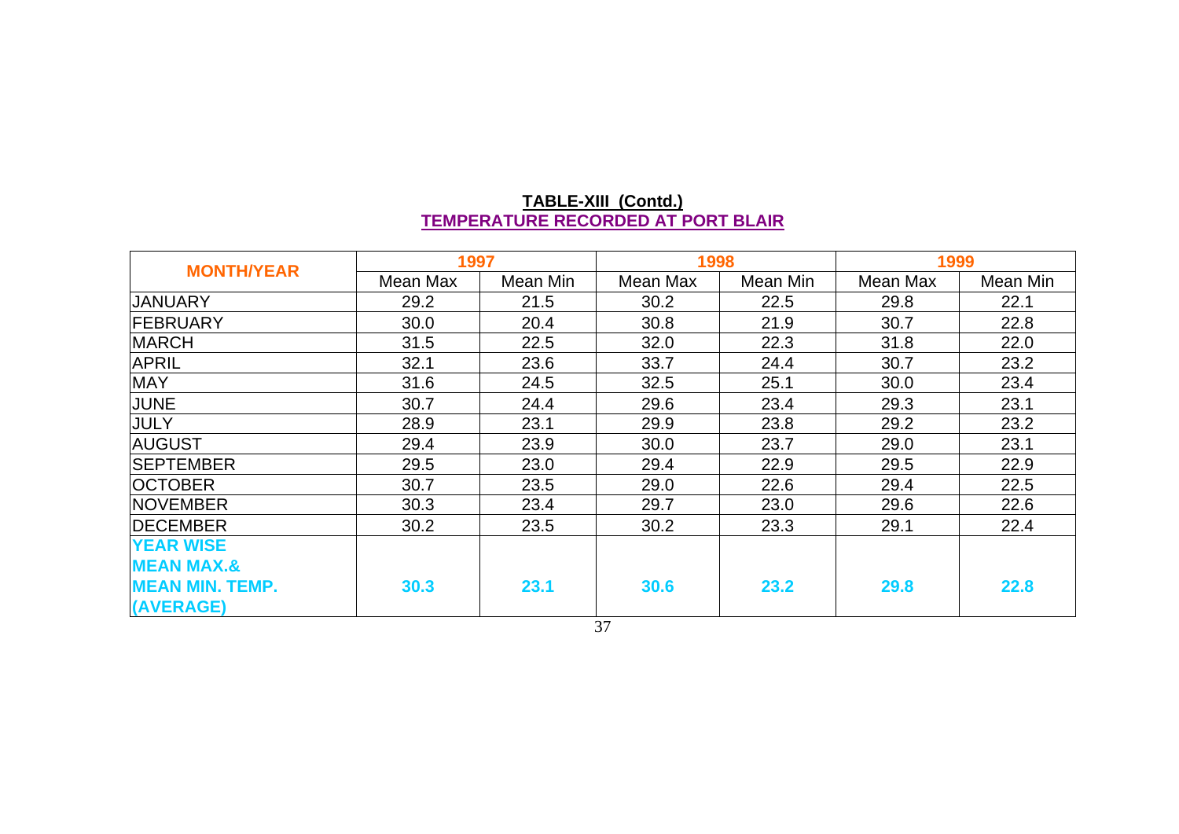**TABLE-XIII (Contd.)**

**TEMPERATURE RECORDED AT PORT BLAIR**

| MONTH/YEAR | 1997 | | 1998 | | 1999 | |
|---|---|---|---|---|---|---|
| | Mean Max | Mean Min | Mean Max | Mean Min | Mean Max | Mean Min |
| JANUARY | 29.2 | 21.5 | 30.2 | 22.5 | 29.8 | 22.1 |
| FEBRUARY | 30.0 | 20.4 | 30.8 | 21.9 | 30.7 | 22.8 |
| MARCH | 31.5 | 22.5 | 32.0 | 22.3 | 31.8 | 22.0 |
| APRIL | 32.1 | 23.6 | 33.7 | 24.4 | 30.7 | 23.2 |
| MAY | 31.6 | 24.5 | 32.5 | 25.1 | 30.0 | 23.4 |
| JUNE | 30.7 | 24.4 | 29.6 | 23.4 | 29.3 | 23.1 |
| JULY | 28.9 | 23.1 | 29.9 | 23.8 | 29.2 | 23.2 |
| AUGUST | 29.4 | 23.9 | 30.0 | 23.7 | 29.0 | 23.1 |
| SEPTEMBER | 29.5 | 23.0 | 29.4 | 22.9 | 29.5 | 22.9 |
| OCTOBER | 30.7 | 23.5 | 29.0 | 22.6 | 29.4 | 22.5 |
| NOVEMBER | 30.3 | 23.4 | 29.7 | 23.0 | 29.6 | 22.6 |
| DECEMBER | 30.2 | 23.5 | 30.2 | 23.3 | 29.1 | 22.4 |
| **YEAR WISE MEAN MAX.& MEAN MIN. TEMP. (AVERAGE)** | **30.3** | **23.1** | **30.6** | **23.2** | **29.8** | **22.8** |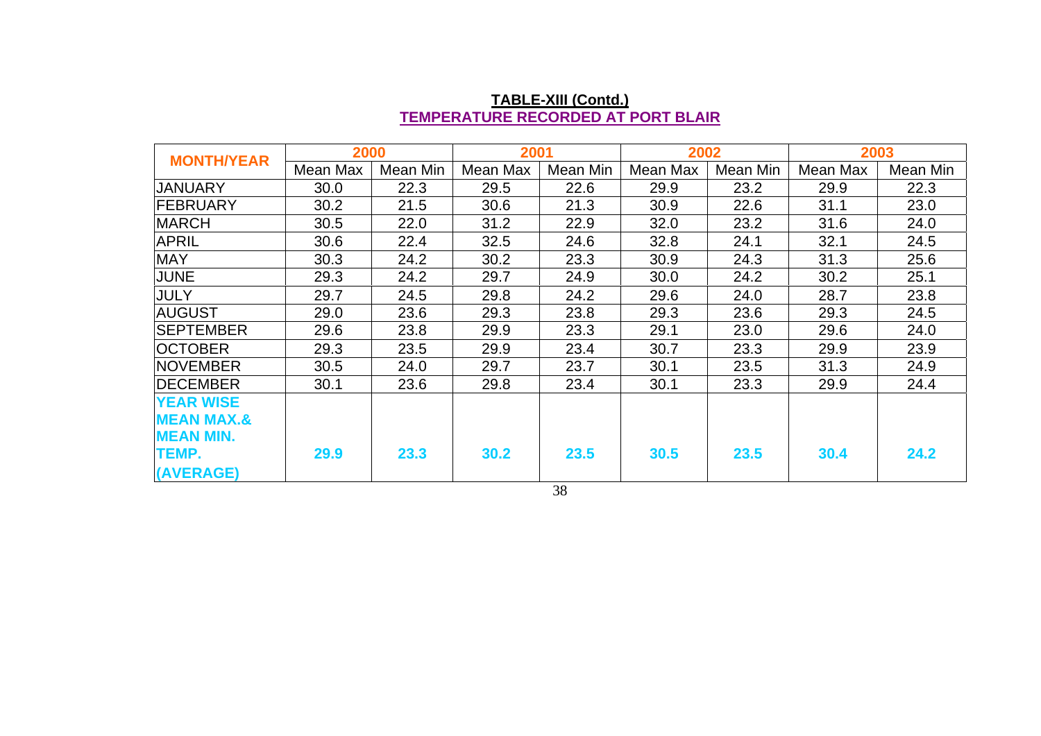**TABLE-XIII (Contd.)**

**TEMPERATURE RECORDED AT PORT BLAIR**

| MONTH/YEAR | 2000 | | 2001 | | 2002 | | 2003 | |
|---|---|---|---|---|---|---|---|---|
| | Mean Max | Mean Min | Mean Max | Mean Min | Mean Max | Mean Min | Mean Max | Mean Min |
| JANUARY | 30.0 | 22.3 | 29.5 | 22.6 | 29.9 | 23.2 | 29.9 | 22.3 |
| FEBRUARY | 30.2 | 21.5 | 30.6 | 21.3 | 30.9 | 22.6 | 31.1 | 23.0 |
| MARCH | 30.5 | 22.0 | 31.2 | 22.9 | 32.0 | 23.2 | 31.6 | 24.0 |
| APRIL | 30.6 | 22.4 | 32.5 | 24.6 | 32.8 | 24.1 | 32.1 | 24.5 |
| MAY | 30.3 | 24.2 | 30.2 | 23.3 | 30.9 | 24.3 | 31.3 | 25.6 |
| JUNE | 29.3 | 24.2 | 29.7 | 24.9 | 30.0 | 24.2 | 30.2 | 25.1 |
| JULY | 29.7 | 24.5 | 29.8 | 24.2 | 29.6 | 24.0 | 28.7 | 23.8 |
| AUGUST | 29.0 | 23.6 | 29.3 | 23.8 | 29.3 | 23.6 | 29.3 | 24.5 |
| SEPTEMBER | 29.6 | 23.8 | 29.9 | 23.3 | 29.1 | 23.0 | 29.6 | 24.0 |
| OCTOBER | 29.3 | 23.5 | 29.9 | 23.4 | 30.7 | 23.3 | 29.9 | 23.9 |
| NOVEMBER | 30.5 | 24.0 | 29.7 | 23.7 | 30.1 | 23.5 | 31.3 | 24.9 |
| DECEMBER | 30.1 | 23.6 | 29.8 | 23.4 | 30.1 | 23.3 | 29.9 | 24.4 |
| **YEAR WISE MEAN MAX.& MEAN MIN. TEMP. (AVERAGE)** | **29.9** | **23.3** | **30.2** | **23.5** | **30.5** | **23.5** | **30.4** | **24.2** |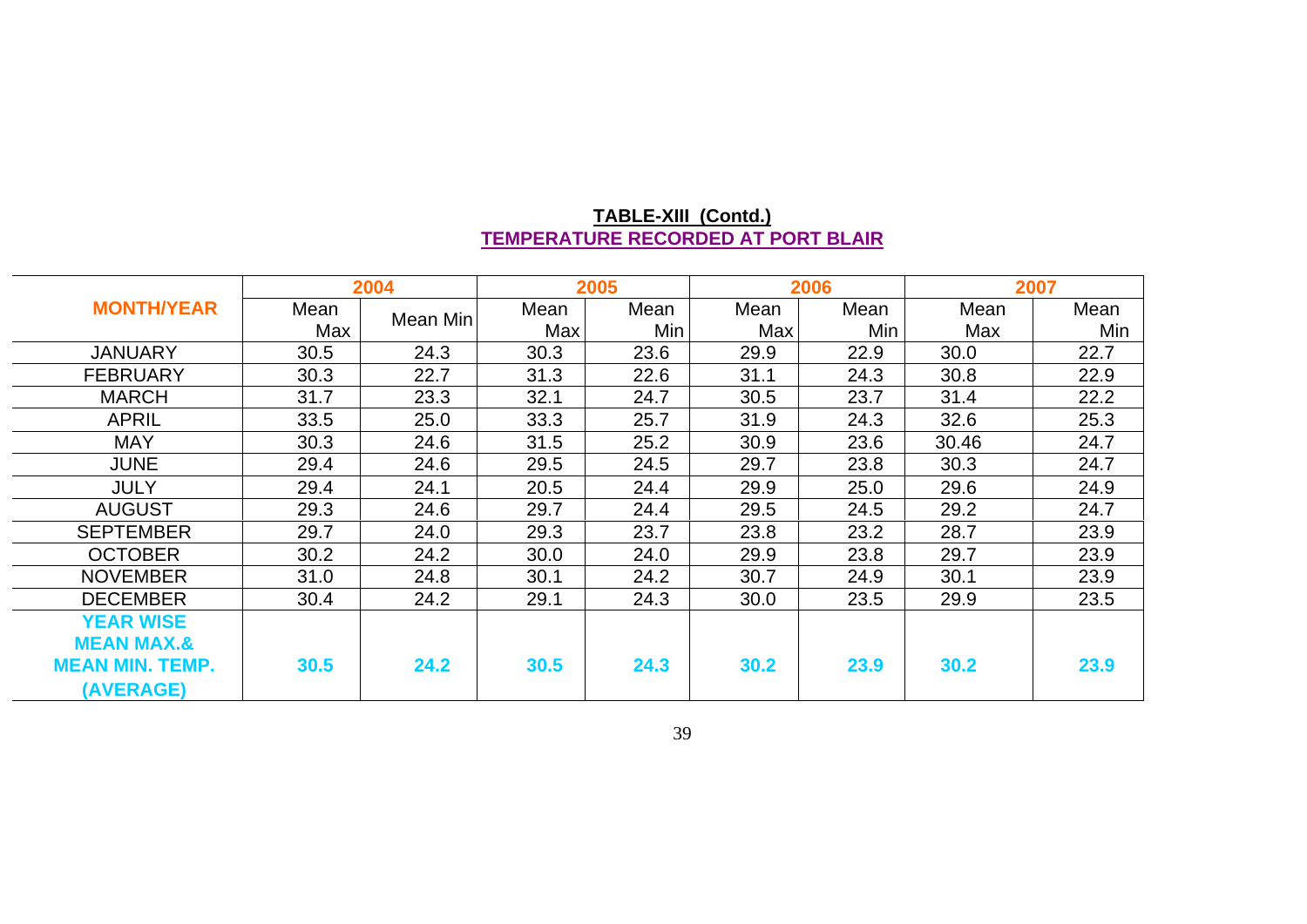**TABLE-XIII (Contd.)**

**TEMPERATURE RECORDED AT PORT BLAIR**

| MONTH/YEAR | 2004 | | 2005 | | 2006 | | 2007 | |
|---|---|---|---|---|---|---|---|---|
| | Mean Max | Mean Min | Mean Max | Mean Min | Mean Max | Mean Min | Mean Max | Mean Min |
| JANUARY | 30.5 | 24.3 | 30.3 | 23.6 | 29.9 | 22.9 | 30.0 | 22.7 |
| FEBRUARY | 30.3 | 22.7 | 31.3 | 22.6 | 31.1 | 24.3 | 30.8 | 22.9 |
| MARCH | 31.7 | 23.3 | 32.1 | 24.7 | 30.5 | 23.7 | 31.4 | 22.2 |
| APRIL | 33.5 | 25.0 | 33.3 | 25.7 | 31.9 | 24.3 | 32.6 | 25.3 |
| MAY | 30.3 | 24.6 | 31.5 | 25.2 | 30.9 | 23.6 | 30.46 | 24.7 |
| JUNE | 29.4 | 24.6 | 29.5 | 24.5 | 29.7 | 23.8 | 30.3 | 24.7 |
| JULY | 29.4 | 24.1 | 20.5 | 24.4 | 29.9 | 25.0 | 29.6 | 24.9 |
| AUGUST | 29.3 | 24.6 | 29.7 | 24.4 | 29.5 | 24.5 | 29.2 | 24.7 |
| SEPTEMBER | 29.7 | 24.0 | 29.3 | 23.7 | 23.8 | 23.2 | 28.7 | 23.9 |
| OCTOBER | 30.2 | 24.2 | 30.0 | 24.0 | 29.9 | 23.8 | 29.7 | 23.9 |
| NOVEMBER | 31.0 | 24.8 | 30.1 | 24.2 | 30.7 | 24.9 | 30.1 | 23.9 |
| DECEMBER | 30.4 | 24.2 | 29.1 | 24.3 | 30.0 | 23.5 | 29.9 | 23.5 |
| **YEAR WISE MEAN MAX.& MEAN MIN. TEMP. (AVERAGE)** | **30.5** | **24.2** | **30.5** | **24.3** | **30.2** | **23.9** | **30.2** | **23.9** |